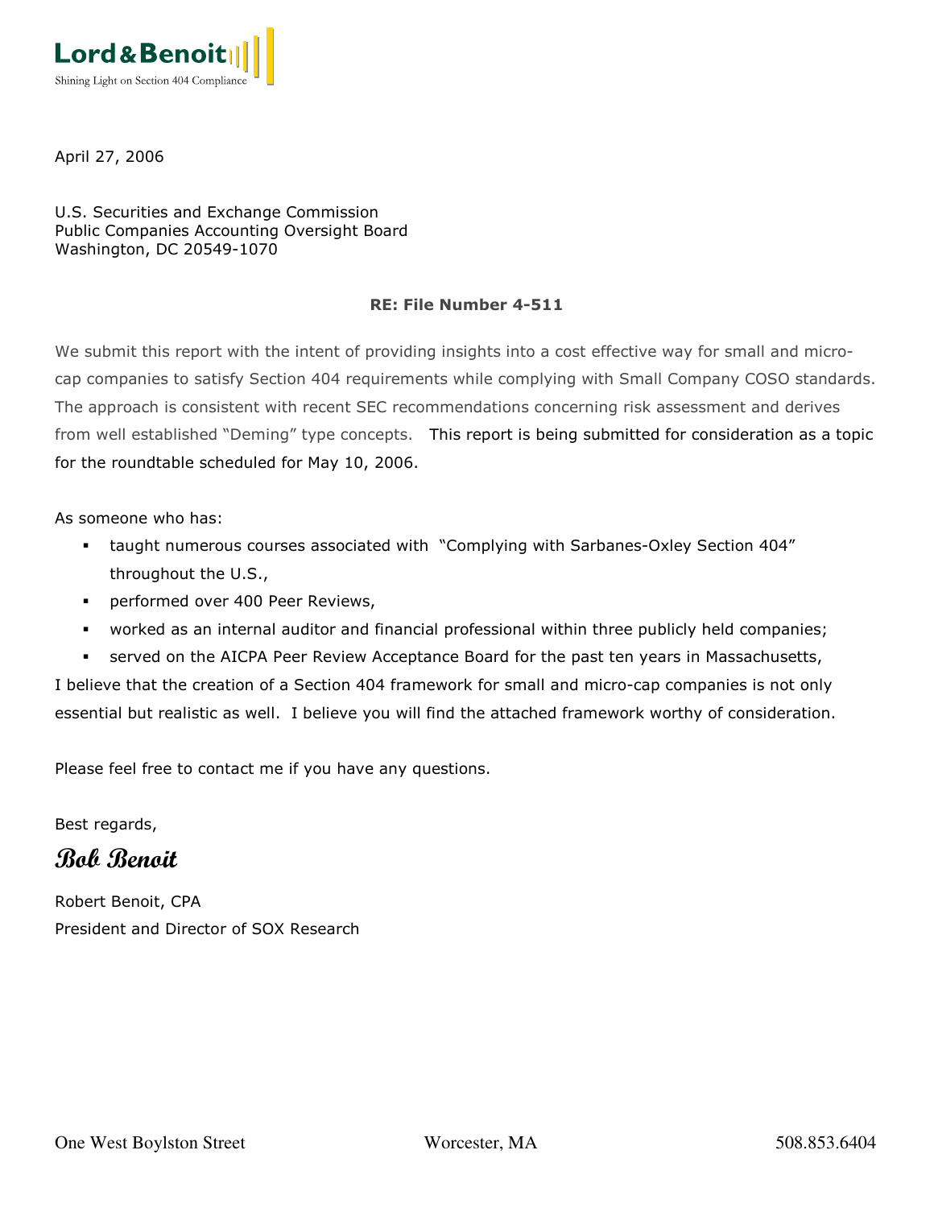**Lord & Benoit**

Shining Light on Section 404 Compliance

April 27, 2006

U.S. Securities and Exchange Commission
Public Companies Accounting Oversight Board
Washington, DC 20549-1070

**RE: File Number 4-511**

We submit this report with the intent of providing insights into a cost effective way for small and micro-cap companies to satisfy Section 404 requirements while complying with Small Company COSO standards. The approach is consistent with recent SEC recommendations concerning risk assessment and derives from well established "Deming" type concepts. This report is being submitted for consideration as a topic for the roundtable scheduled for May 10, 2006.

As someone who has:

- taught numerous courses associated with "Complying with Sarbanes-Oxley Section 404" throughout the U.S.,
- performed over 400 Peer Reviews,
- worked as an internal auditor and financial professional within three publicly held companies;
- served on the AICPA Peer Review Acceptance Board for the past ten years in Massachusetts,

I believe that the creation of a Section 404 framework for small and micro-cap companies is not only essential but realistic as well. I believe you will find the attached framework worthy of consideration.

Please feel free to contact me if you have any questions.

Best regards,

*Bob Benoit*

Robert Benoit, CPA
President and Director of SOX Research

One West Boylston Street Worcester, MA 508.853.6404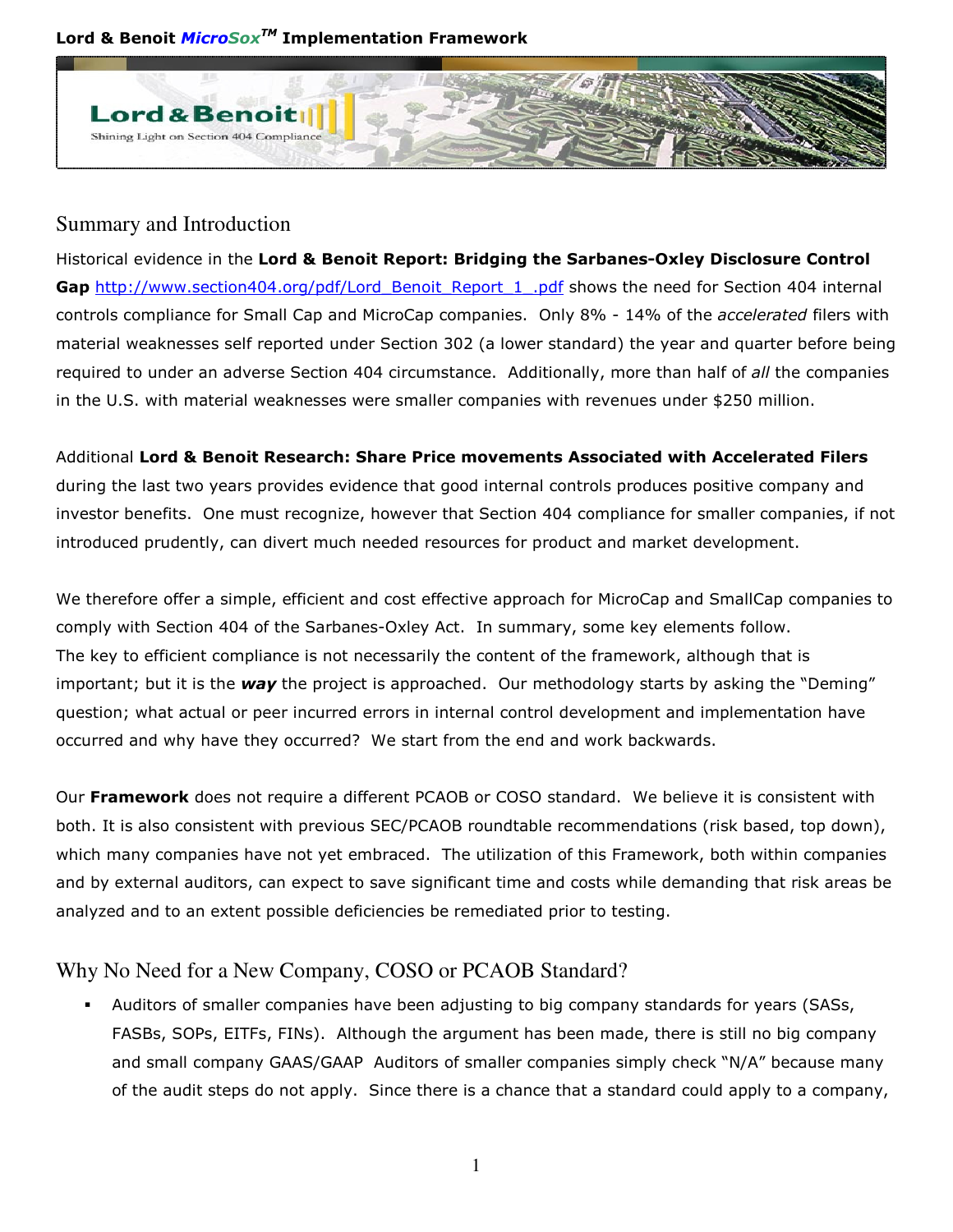## Summary and Introduction

Historical evidence in the **Lord & Benoit Report: Bridging the Sarbanes-Oxley Disclosure Control Gap** http://www.section404.org/pdf/Lord_Benoit_Report_1_.pdf shows the need for Section 404 internal controls compliance for Small Cap and MicroCap companies. Only 8% - 14% of the *accelerated* filers with material weaknesses self reported under Section 302 (a lower standard) the year and quarter before being required to under an adverse Section 404 circumstance. Additionally, more than half of *all* the companies in the U.S. with material weaknesses were smaller companies with revenues under $250 million.

Additional **Lord & Benoit Research: Share Price movements Associated with Accelerated Filers** during the last two years provides evidence that good internal controls produces positive company and investor benefits. One must recognize, however that Section 404 compliance for smaller companies, if not introduced prudently, can divert much needed resources for product and market development.

We therefore offer a simple, efficient and cost effective approach for MicroCap and SmallCap companies to comply with Section 404 of the Sarbanes-Oxley Act. In summary, some key elements follow.
The key to efficient compliance is not necessarily the content of the framework, although that is important; but it is the ***way*** the project is approached. Our methodology starts by asking the "Deming" question; what actual or peer incurred errors in internal control development and implementation have occurred and why have they occurred? We start from the end and work backwards.

Our **Framework** does not require a different PCAOB or COSO standard. We believe it is consistent with both. It is also consistent with previous SEC/PCAOB roundtable recommendations (risk based, top down), which many companies have not yet embraced. The utilization of this Framework, both within companies and by external auditors, can expect to save significant time and costs while demanding that risk areas be analyzed and to an extent possible deficiencies be remediated prior to testing.

## Why No Need for a New Company, COSO or PCAOB Standard?

- Auditors of smaller companies have been adjusting to big company standards for years (SASs, FASBs, SOPs, EITFs, FINs). Although the argument has been made, there is still no big company and small company GAAS/GAAP Auditors of smaller companies simply check "N/A" because many of the audit steps do not apply. Since there is a chance that a standard could apply to a company,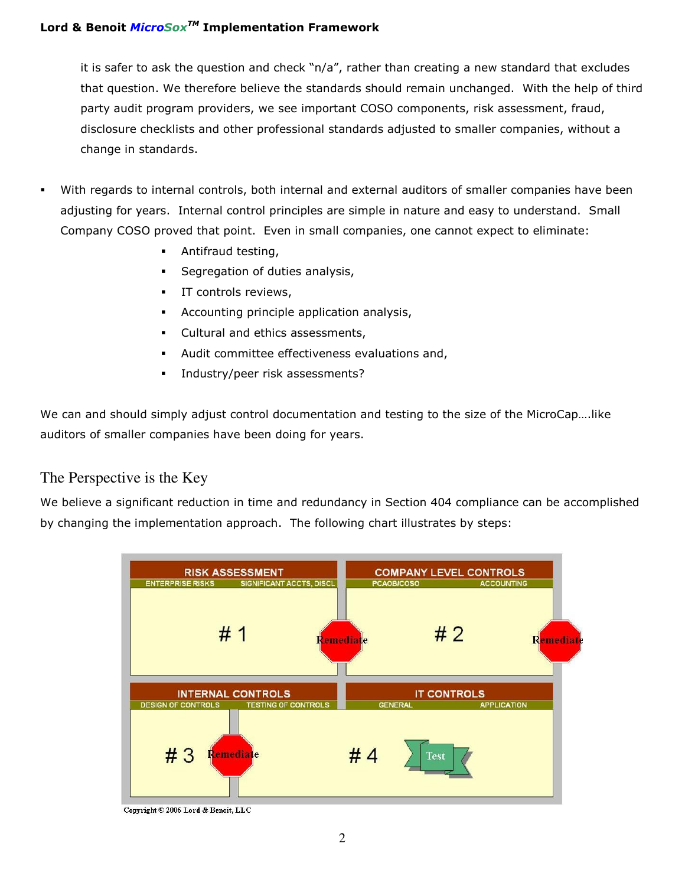it is safer to ask the question and check "n/a", rather than creating a new standard that excludes that question. We therefore believe the standards should remain unchanged. With the help of third party audit program providers, we see important COSO components, risk assessment, fraud, disclosure checklists and other professional standards adjusted to smaller companies, without a change in standards.

- With regards to internal controls, both internal and external auditors of smaller companies have been adjusting for years. Internal control principles are simple in nature and easy to understand. Small Company COSO proved that point. Even in small companies, one cannot expect to eliminate:
  - Antifraud testing,
  - Segregation of duties analysis,
  - IT controls reviews,
  - Accounting principle application analysis,
  - Cultural and ethics assessments,
  - Audit committee effectiveness evaluations and,
  - Industry/peer risk assessments?

We can and should simply adjust control documentation and testing to the size of the MicroCap….like auditors of smaller companies have been doing for years.

## The Perspective is the Key

We believe a significant reduction in time and redundancy in Section 404 compliance can be accomplished by changing the implementation approach. The following chart illustrates by steps:

| RISK ASSESSMENT | | COMPANY LEVEL CONTROLS | |
|---|---|---|---|
| ENTERPRISE RISKS | SIGNIFICANT ACCTS, DISCL | PCAOB/COSO | ACCOUNTING |
| # 1 | Remediate | # 2 | Remediate |
| **INTERNAL CONTROLS** | | **IT CONTROLS** | |
| DESIGN OF CONTROLS | TESTING OF CONTROLS | GENERAL | APPLICATION |
| # 3 Remediate | # 4 | Test | |

Copyright © 2006 Lord & Benoit, LLC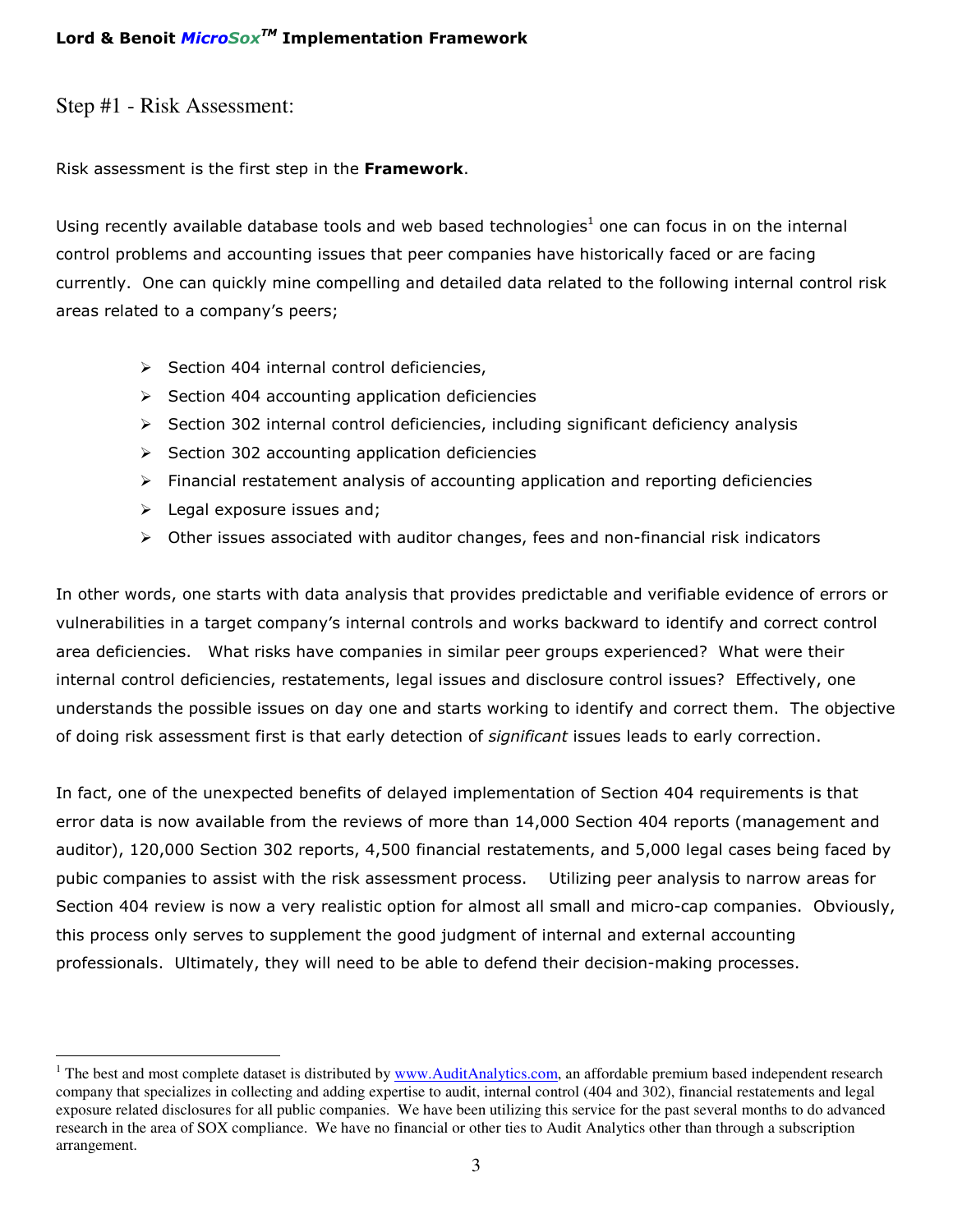## Step #1 - Risk Assessment:

Risk assessment is the first step in the **Framework**.

Using recently available database tools and web based technologies[1] one can focus in on the internal control problems and accounting issues that peer companies have historically faced or are facing currently. One can quickly mine compelling and detailed data related to the following internal control risk areas related to a company's peers;

- Section 404 internal control deficiencies,
- Section 404 accounting application deficiencies
- Section 302 internal control deficiencies, including significant deficiency analysis
- Section 302 accounting application deficiencies
- Financial restatement analysis of accounting application and reporting deficiencies
- Legal exposure issues and;
- Other issues associated with auditor changes, fees and non-financial risk indicators

In other words, one starts with data analysis that provides predictable and verifiable evidence of errors or vulnerabilities in a target company's internal controls and works backward to identify and correct control area deficiencies. What risks have companies in similar peer groups experienced? What were their internal control deficiencies, restatements, legal issues and disclosure control issues? Effectively, one understands the possible issues on day one and starts working to identify and correct them. The objective of doing risk assessment first is that early detection of *significant* issues leads to early correction.

In fact, one of the unexpected benefits of delayed implementation of Section 404 requirements is that error data is now available from the reviews of more than 14,000 Section 404 reports (management and auditor), 120,000 Section 302 reports, 4,500 financial restatements, and 5,000 legal cases being faced by pubic companies to assist with the risk assessment process. Utilizing peer analysis to narrow areas for Section 404 review is now a very realistic option for almost all small and micro-cap companies. Obviously, this process only serves to supplement the good judgment of internal and external accounting professionals. Ultimately, they will need to be able to defend their decision-making processes.

---

[1] The best and most complete dataset is distributed by www.AuditAnalytics.com, an affordable premium based independent research company that specializes in collecting and adding expertise to audit, internal control (404 and 302), financial restatements and legal exposure related disclosures for all public companies. We have been utilizing this service for the past several months to do advanced research in the area of SOX compliance. We have no financial or other ties to Audit Analytics other than through a subscription arrangement.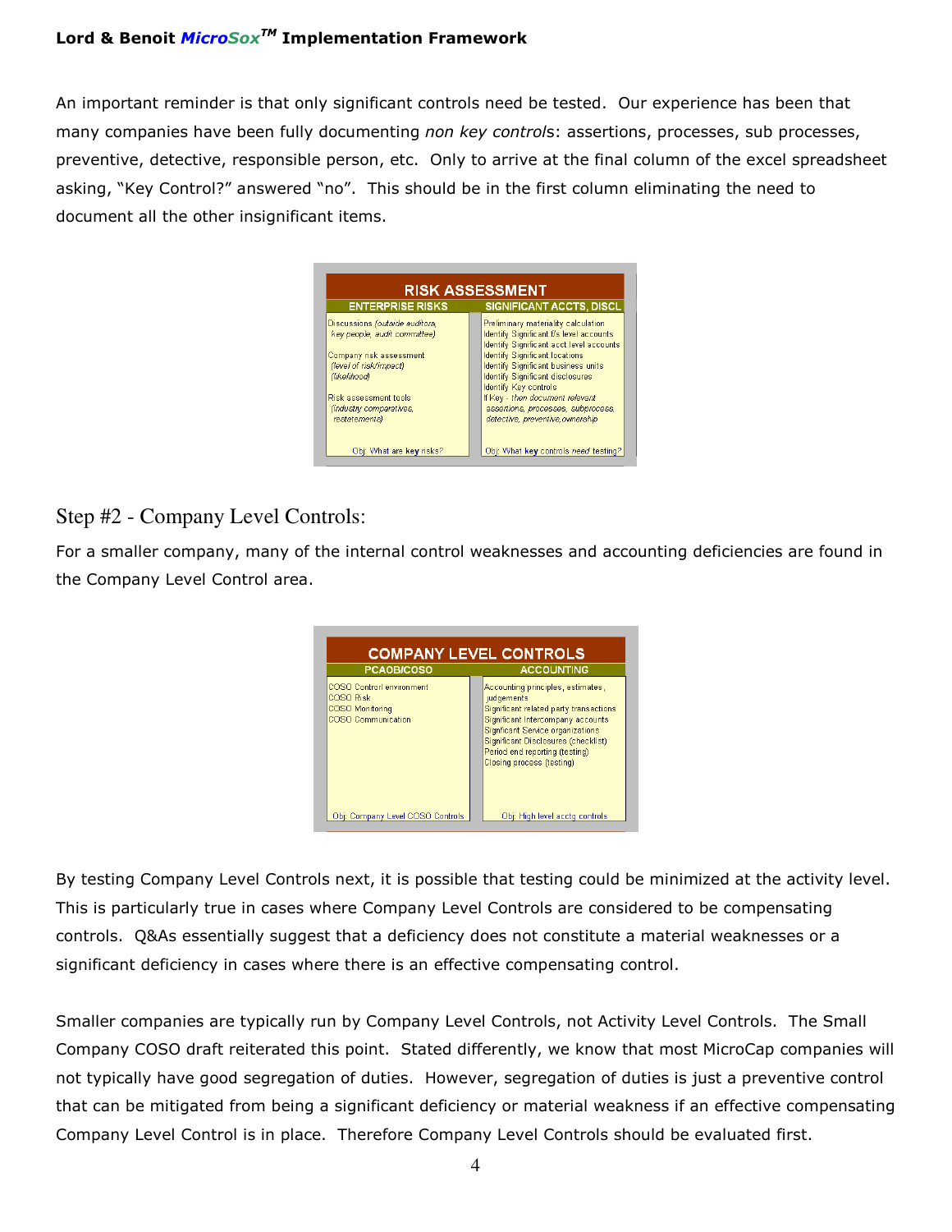An important reminder is that only significant controls need be tested. Our experience has been that many companies have been fully documenting *non key controls*: assertions, processes, sub processes, preventive, detective, responsible person, etc. Only to arrive at the final column of the excel spreadsheet asking, "Key Control?" answered "no". This should be in the first column eliminating the need to document all the other insignificant items.

| RISK ASSESSMENT | |
|---|---|
| ENTERPRISE RISKS | SIGNIFICANT ACCTS, DISCL |
| Discussions *(outside auditors, key people, audit committee)*<br><br>Company risk assessment *(level of risk/impact) (likelihood)*<br><br>Risk assessment tools *(industry comparatives, restatements)* | Preliminary materiality calculation<br>Identify Significant f/s level accounts<br>Identify Significant acct level accounts<br>Identify Significant locations<br>Identify Significant business units<br>Identify Significant disclosures<br>Identify Key controls<br>If Key - *then document relevant assertions, processes, subprocess, detective, preventive,ownership* |
| Obj: What are **key** risks? | Obj: What **key** controls *need* testing? |

## Step #2 - Company Level Controls:

For a smaller company, many of the internal control weaknesses and accounting deficiencies are found in the Company Level Control area.

| COMPANY LEVEL CONTROLS | |
|---|---|
| PCAOB/COSO | ACCOUNTING |
| COSO Control environment<br>COSO Risk<br>COSO Monitoring<br>COSO Communication | Accounting principles, estimates, judgements<br>Significant related party transactions<br>Significant Intercompany accounts<br>Signficant Service organizations<br>Significant Disclosures (checklist)<br>Period end reporting (testing)<br>Closing process (testing) |
| Obj: Company Level COSO Controls | Obj: High level acctg controls |

By testing Company Level Controls next, it is possible that testing could be minimized at the activity level. This is particularly true in cases where Company Level Controls are considered to be compensating controls. Q&As essentially suggest that a deficiency does not constitute a material weaknesses or a significant deficiency in cases where there is an effective compensating control.

Smaller companies are typically run by Company Level Controls, not Activity Level Controls. The Small Company COSO draft reiterated this point. Stated differently, we know that most MicroCap companies will not typically have good segregation of duties. However, segregation of duties is just a preventive control that can be mitigated from being a significant deficiency or material weakness if an effective compensating Company Level Control is in place. Therefore Company Level Controls should be evaluated first.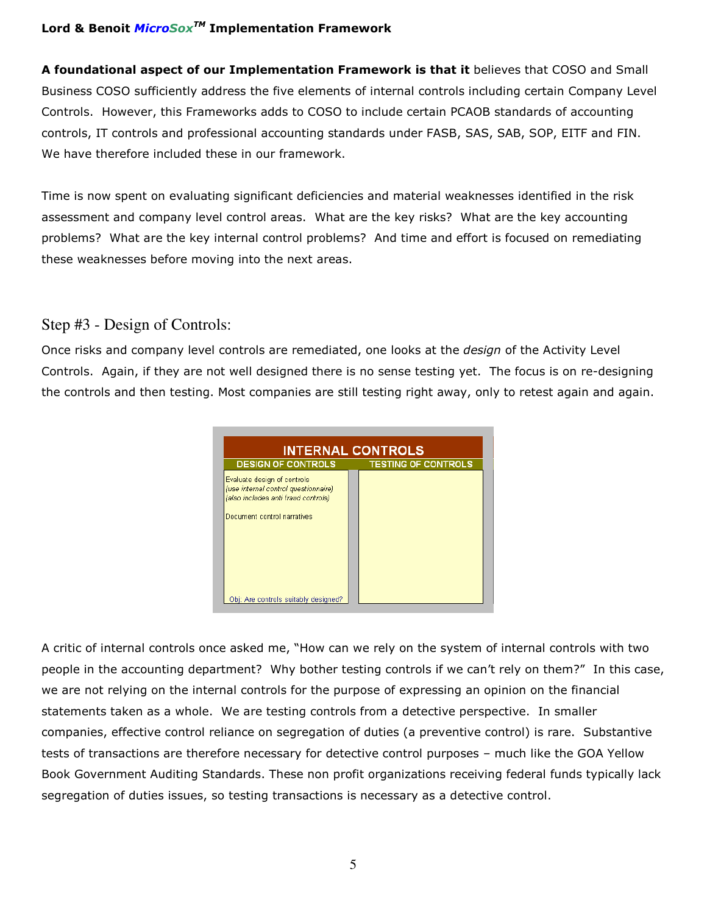**A foundational aspect of our Implementation Framework is that it** believes that COSO and Small Business COSO sufficiently address the five elements of internal controls including certain Company Level Controls. However, this Frameworks adds to COSO to include certain PCAOB standards of accounting controls, IT controls and professional accounting standards under FASB, SAS, SAB, SOP, EITF and FIN. We have therefore included these in our framework.

Time is now spent on evaluating significant deficiencies and material weaknesses identified in the risk assessment and company level control areas. What are the key risks? What are the key accounting problems? What are the key internal control problems? And time and effort is focused on remediating these weaknesses before moving into the next areas.

## Step #3 - Design of Controls:

Once risks and company level controls are remediated, one looks at the *design* of the Activity Level Controls. Again, if they are not well designed there is no sense testing yet. The focus is on re-designing the controls and then testing. Most companies are still testing right away, only to retest again and again.

| INTERNAL CONTROLS | |
|---|---|
| **DESIGN OF CONTROLS** | **TESTING OF CONTROLS** |
| Evaluate design of controls<br>*(use internal control questionnaire)*<br>*(also includes anti fraud controls)*<br><br>Document control narratives<br><br>Obj: Are controls suitably designed? | |

A critic of internal controls once asked me, "How can we rely on the system of internal controls with two people in the accounting department? Why bother testing controls if we can't rely on them?" In this case, we are not relying on the internal controls for the purpose of expressing an opinion on the financial statements taken as a whole. We are testing controls from a detective perspective. In smaller companies, effective control reliance on segregation of duties (a preventive control) is rare. Substantive tests of transactions are therefore necessary for detective control purposes – much like the GOA Yellow Book Government Auditing Standards. These non profit organizations receiving federal funds typically lack segregation of duties issues, so testing transactions is necessary as a detective control.